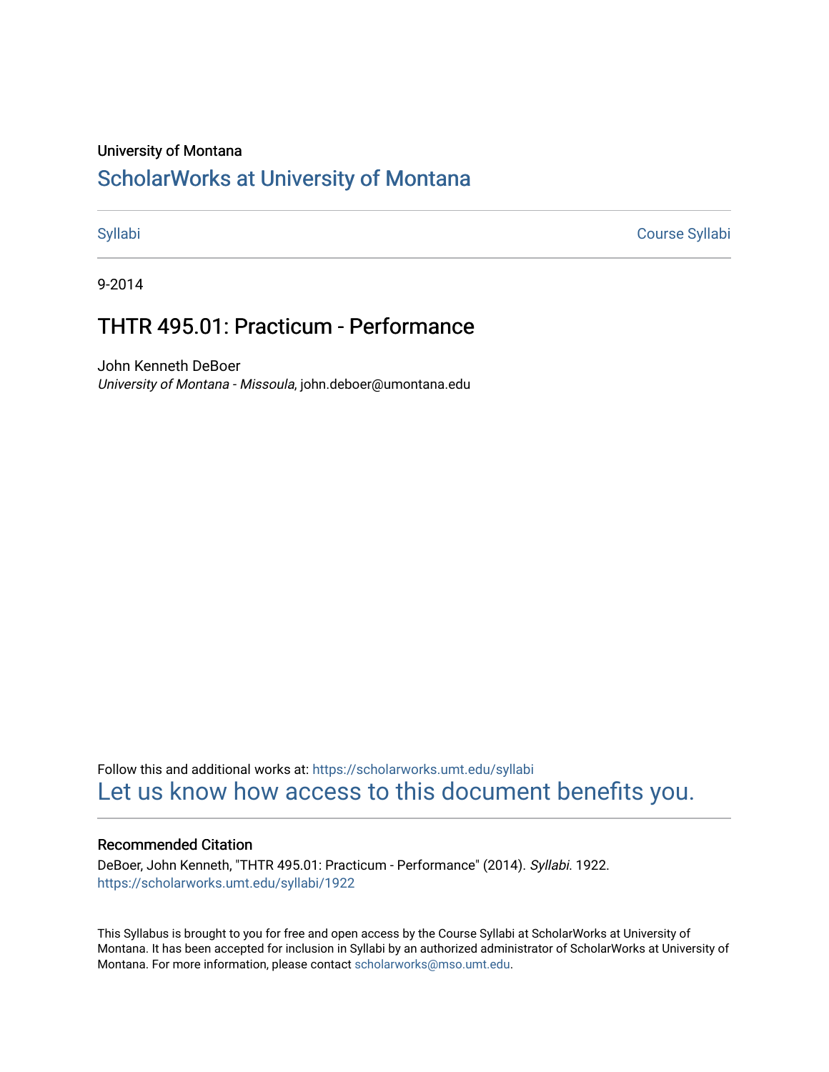University of Montana

# ScholarWorks at University of Montana

Syllabi | Course Syllabi

9-2014

## THTR 495.01: Practicum - Performance

John Kenneth DeBoer
*University of Montana - Missoula*, john.deboer@umontana.edu

Follow this and additional works at: https://scholarworks.umt.edu/syllabi
Let us know how access to this document benefits you.

### Recommended Citation

DeBoer, John Kenneth, "THTR 495.01: Practicum - Performance" (2014). *Syllabi*. 1922.
https://scholarworks.umt.edu/syllabi/1922

This Syllabus is brought to you for free and open access by the Course Syllabi at ScholarWorks at University of Montana. It has been accepted for inclusion in Syllabi by an authorized administrator of ScholarWorks at University of Montana. For more information, please contact scholarworks@mso.umt.edu.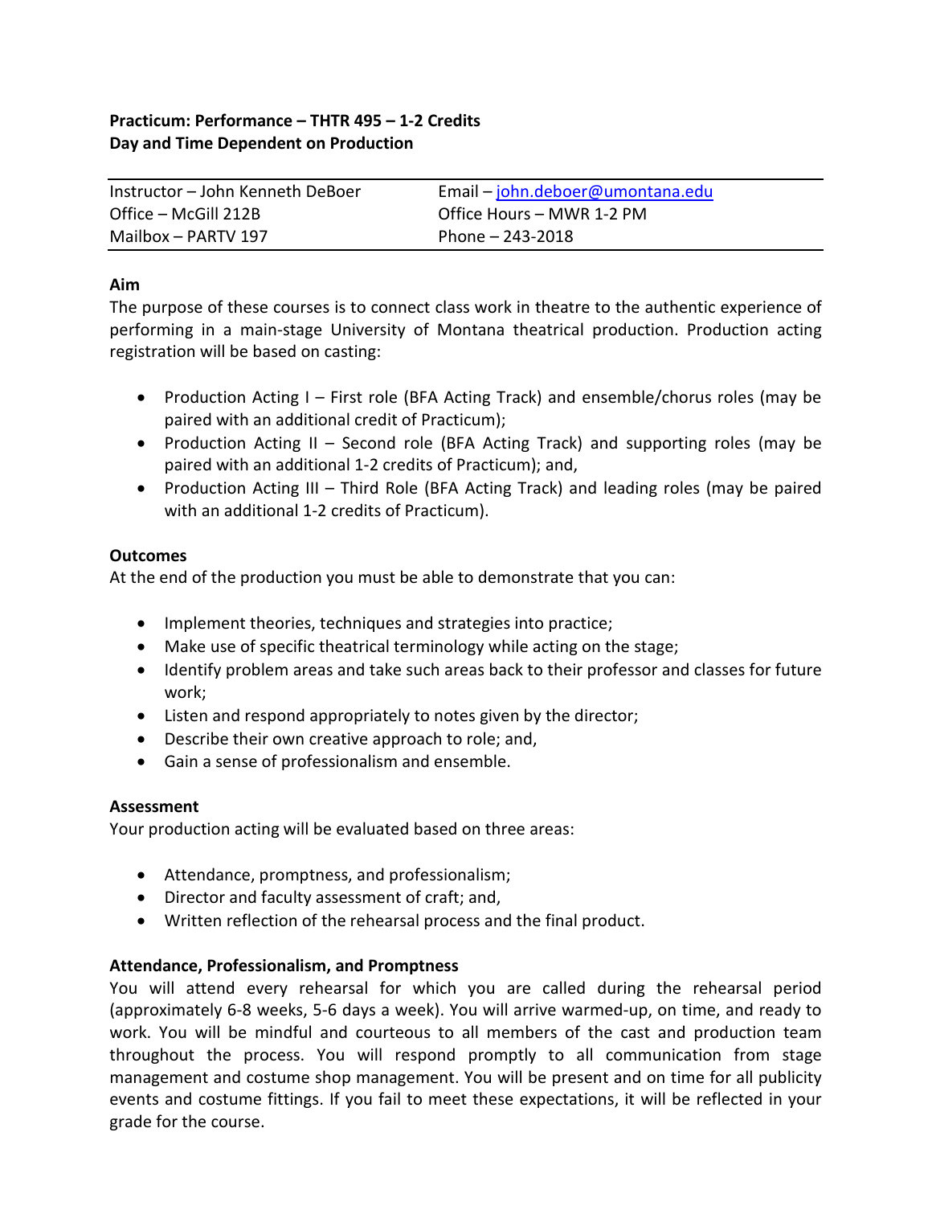**Practicum: Performance – THTR 495 – 1-2 Credits**
**Day and Time Dependent on Production**

| | |
|---|---|
| Instructor – John Kenneth DeBoer | Email – john.deboer@umontana.edu |
| Office – McGill 212B | Office Hours – MWR 1-2 PM |
| Mailbox – PARTV 197 | Phone – 243-2018 |

**Aim**

The purpose of these courses is to connect class work in theatre to the authentic experience of performing in a main-stage University of Montana theatrical production. Production acting registration will be based on casting:

- Production Acting I – First role (BFA Acting Track) and ensemble/chorus roles (may be paired with an additional credit of Practicum);
- Production Acting II – Second role (BFA Acting Track) and supporting roles (may be paired with an additional 1-2 credits of Practicum); and,
- Production Acting III – Third Role (BFA Acting Track) and leading roles (may be paired with an additional 1-2 credits of Practicum).

**Outcomes**

At the end of the production you must be able to demonstrate that you can:

- Implement theories, techniques and strategies into practice;
- Make use of specific theatrical terminology while acting on the stage;
- Identify problem areas and take such areas back to their professor and classes for future work;
- Listen and respond appropriately to notes given by the director;
- Describe their own creative approach to role; and,
- Gain a sense of professionalism and ensemble.

**Assessment**

Your production acting will be evaluated based on three areas:

- Attendance, promptness, and professionalism;
- Director and faculty assessment of craft; and,
- Written reflection of the rehearsal process and the final product.

**Attendance, Professionalism, and Promptness**

You will attend every rehearsal for which you are called during the rehearsal period (approximately 6-8 weeks, 5-6 days a week). You will arrive warmed-up, on time, and ready to work. You will be mindful and courteous to all members of the cast and production team throughout the process. You will respond promptly to all communication from stage management and costume shop management. You will be present and on time for all publicity events and costume fittings. If you fail to meet these expectations, it will be reflected in your grade for the course.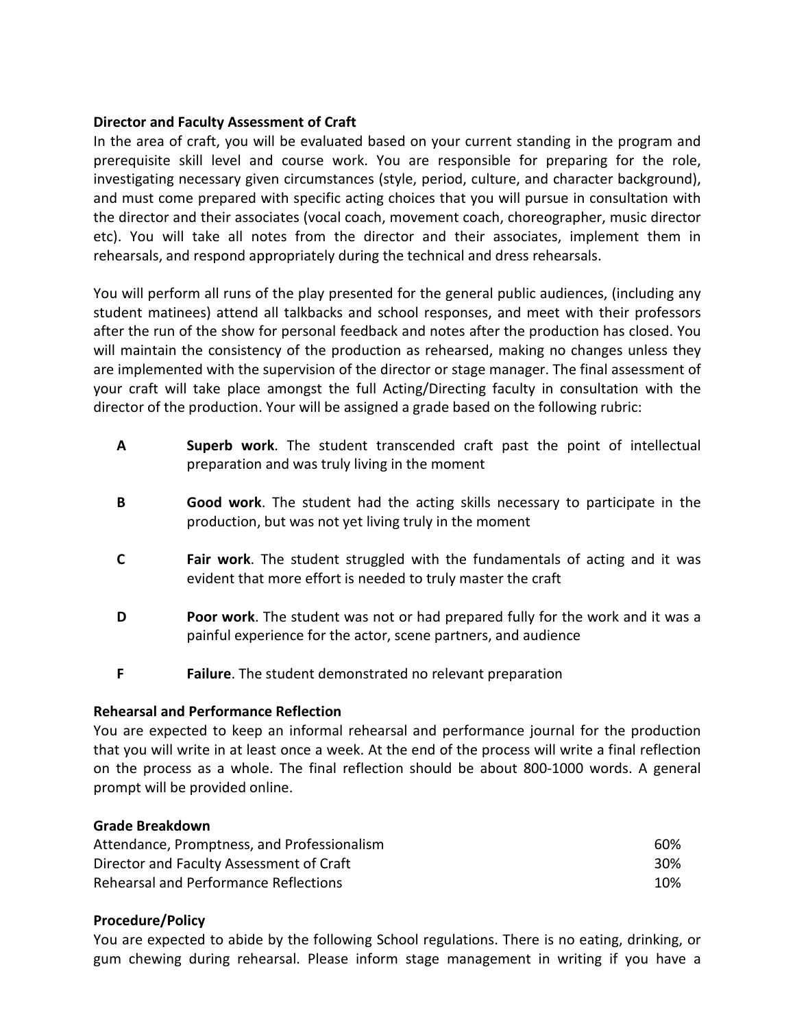**Director and Faculty Assessment of Craft**

In the area of craft, you will be evaluated based on your current standing in the program and prerequisite skill level and course work. You are responsible for preparing for the role, investigating necessary given circumstances (style, period, culture, and character background), and must come prepared with specific acting choices that you will pursue in consultation with the director and their associates (vocal coach, movement coach, choreographer, music director etc). You will take all notes from the director and their associates, implement them in rehearsals, and respond appropriately during the technical and dress rehearsals.

You will perform all runs of the play presented for the general public audiences, (including any student matinees) attend all talkbacks and school responses, and meet with their professors after the run of the show for personal feedback and notes after the production has closed. You will maintain the consistency of the production as rehearsed, making no changes unless they are implemented with the supervision of the director or stage manager. The final assessment of your craft will take place amongst the full Acting/Directing faculty in consultation with the director of the production. Your will be assigned a grade based on the following rubric:

**A** — **Superb work**. The student transcended craft past the point of intellectual preparation and was truly living in the moment

**B** — **Good work**. The student had the acting skills necessary to participate in the production, but was not yet living truly in the moment

**C** — **Fair work**. The student struggled with the fundamentals of acting and it was evident that more effort is needed to truly master the craft

**D** — **Poor work**. The student was not or had prepared fully for the work and it was a painful experience for the actor, scene partners, and audience

**F** — **Failure**. The student demonstrated no relevant preparation

**Rehearsal and Performance Reflection**

You are expected to keep an informal rehearsal and performance journal for the production that you will write in at least once a week. At the end of the process will write a final reflection on the process as a whole. The final reflection should be about 800-1000 words. A general prompt will be provided online.

**Grade Breakdown**

| | |
|---|---|
| Attendance, Promptness, and Professionalism | 60% |
| Director and Faculty Assessment of Craft | 30% |
| Rehearsal and Performance Reflections | 10% |

**Procedure/Policy**

You are expected to abide by the following School regulations. There is no eating, drinking, or gum chewing during rehearsal. Please inform stage management in writing if you have a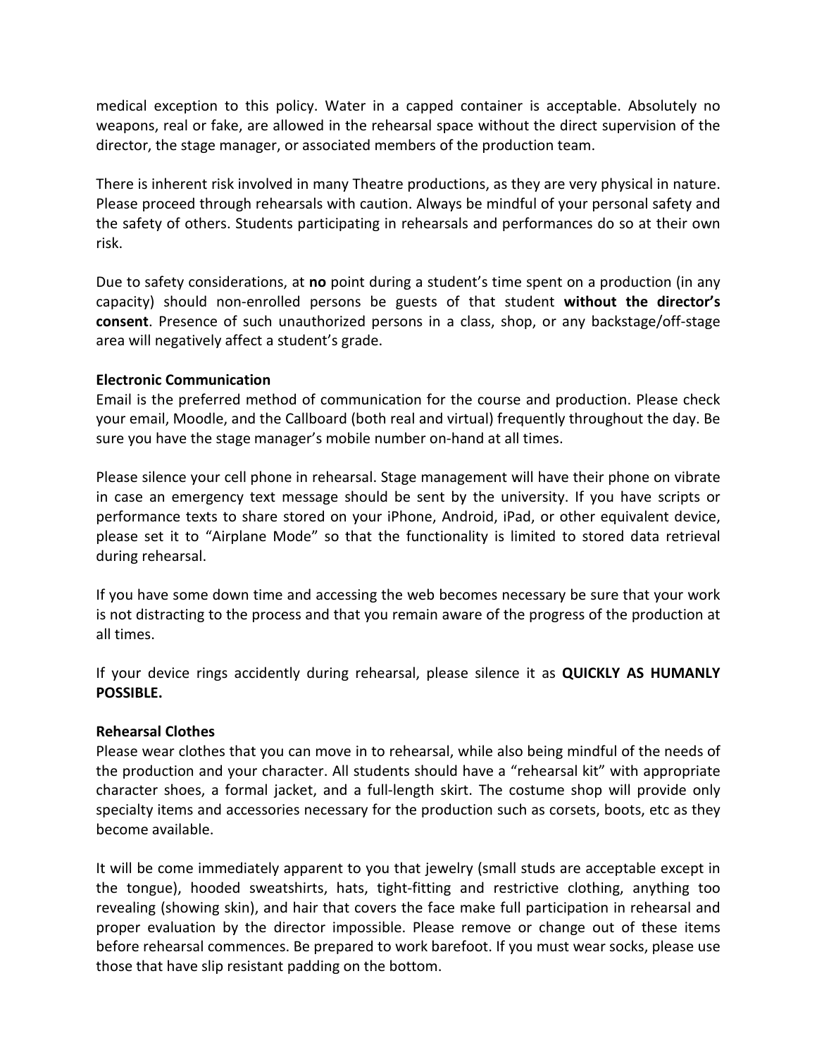medical exception to this policy. Water in a capped container is acceptable. Absolutely no weapons, real or fake, are allowed in the rehearsal space without the direct supervision of the director, the stage manager, or associated members of the production team.

There is inherent risk involved in many Theatre productions, as they are very physical in nature. Please proceed through rehearsals with caution. Always be mindful of your personal safety and the safety of others. Students participating in rehearsals and performances do so at their own risk.

Due to safety considerations, at **no** point during a student's time spent on a production (in any capacity) should non-enrolled persons be guests of that student **without the director's consent**. Presence of such unauthorized persons in a class, shop, or any backstage/off-stage area will negatively affect a student's grade.

**Electronic Communication**

Email is the preferred method of communication for the course and production. Please check your email, Moodle, and the Callboard (both real and virtual) frequently throughout the day. Be sure you have the stage manager's mobile number on-hand at all times.

Please silence your cell phone in rehearsal. Stage management will have their phone on vibrate in case an emergency text message should be sent by the university. If you have scripts or performance texts to share stored on your iPhone, Android, iPad, or other equivalent device, please set it to "Airplane Mode" so that the functionality is limited to stored data retrieval during rehearsal.

If you have some down time and accessing the web becomes necessary be sure that your work is not distracting to the process and that you remain aware of the progress of the production at all times.

If your device rings accidently during rehearsal, please silence it as **QUICKLY AS HUMANLY POSSIBLE.**

**Rehearsal Clothes**

Please wear clothes that you can move in to rehearsal, while also being mindful of the needs of the production and your character. All students should have a "rehearsal kit" with appropriate character shoes, a formal jacket, and a full-length skirt. The costume shop will provide only specialty items and accessories necessary for the production such as corsets, boots, etc as they become available.

It will be come immediately apparent to you that jewelry (small studs are acceptable except in the tongue), hooded sweatshirts, hats, tight-fitting and restrictive clothing, anything too revealing (showing skin), and hair that covers the face make full participation in rehearsal and proper evaluation by the director impossible. Please remove or change out of these items before rehearsal commences. Be prepared to work barefoot. If you must wear socks, please use those that have slip resistant padding on the bottom.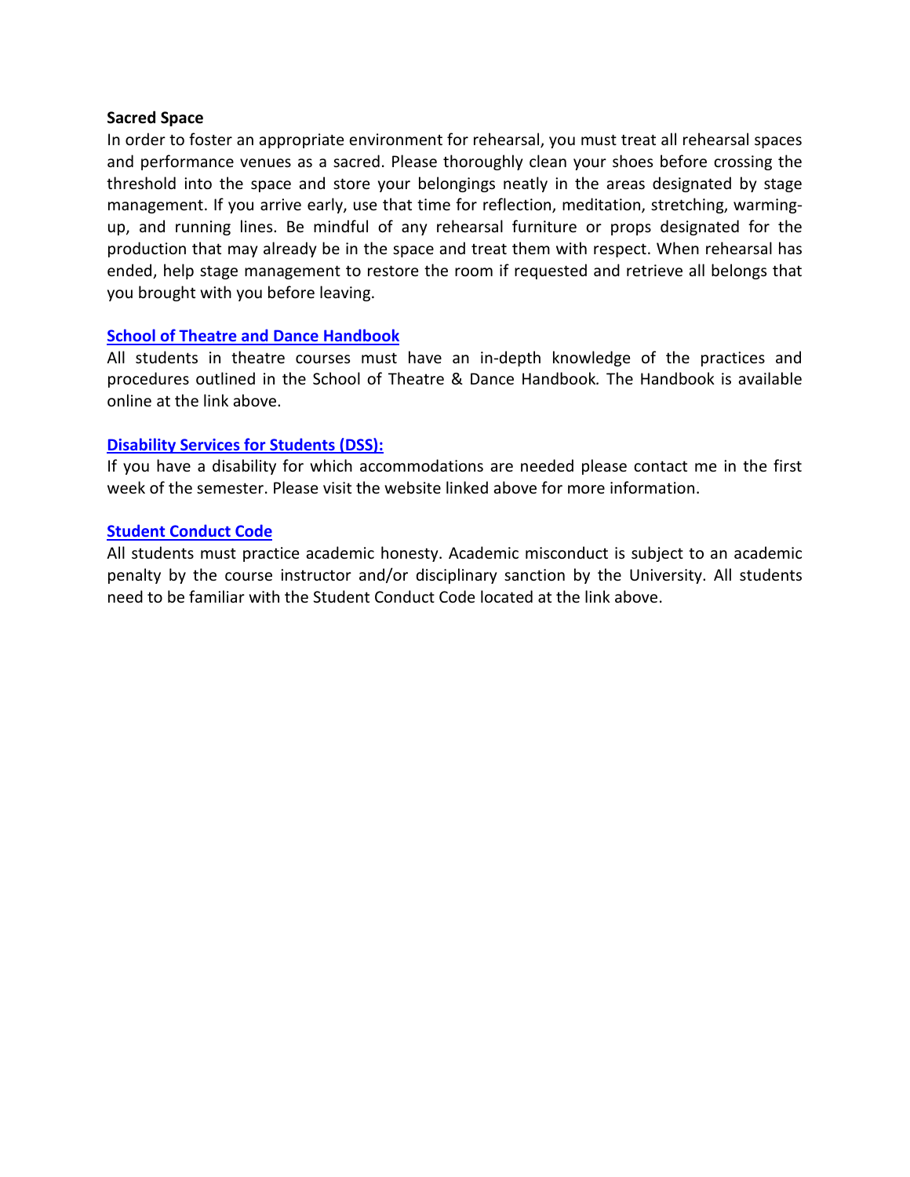**Sacred Space**

In order to foster an appropriate environment for rehearsal, you must treat all rehearsal spaces and performance venues as a sacred. Please thoroughly clean your shoes before crossing the threshold into the space and store your belongings neatly in the areas designated by stage management. If you arrive early, use that time for reflection, meditation, stretching, warming-up, and running lines. Be mindful of any rehearsal furniture or props designated for the production that may already be in the space and treat them with respect. When rehearsal has ended, help stage management to restore the room if requested and retrieve all belongs that you brought with you before leaving.

**School of Theatre and Dance Handbook**

All students in theatre courses must have an in-depth knowledge of the practices and procedures outlined in the School of Theatre & Dance Handbook. The Handbook is available online at the link above.

**Disability Services for Students (DSS):**

If you have a disability for which accommodations are needed please contact me in the first week of the semester. Please visit the website linked above for more information.

**Student Conduct Code**

All students must practice academic honesty. Academic misconduct is subject to an academic penalty by the course instructor and/or disciplinary sanction by the University. All students need to be familiar with the Student Conduct Code located at the link above.